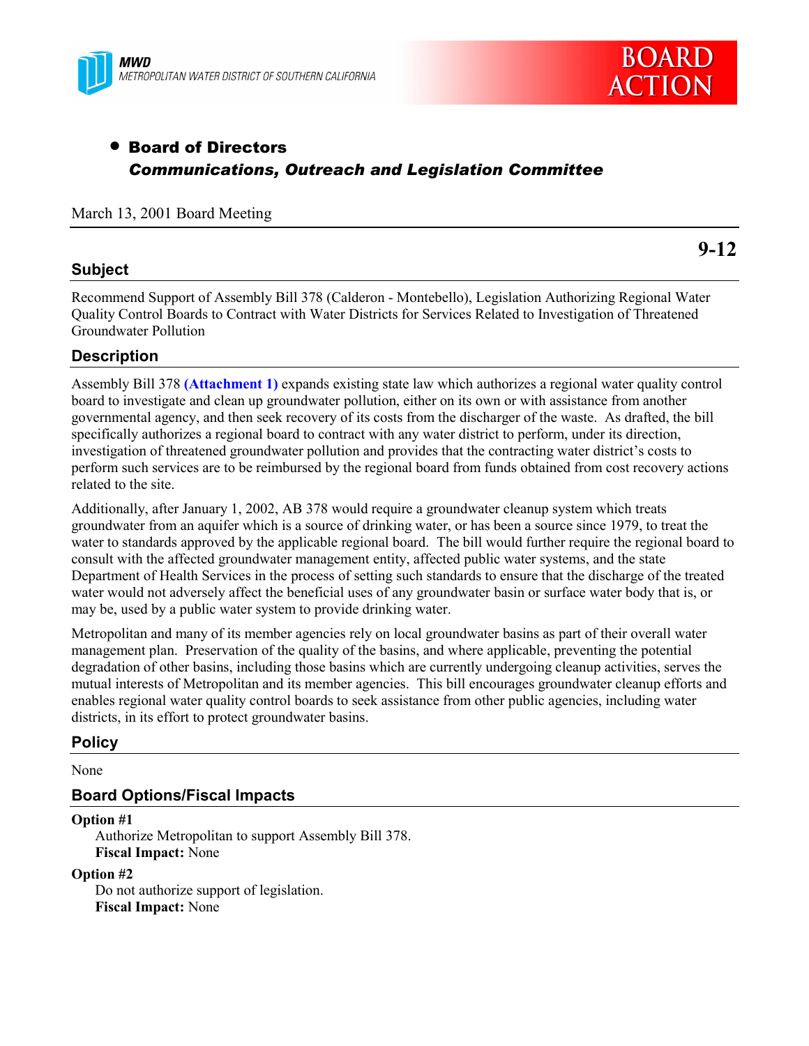MWD
METROPOLITAN WATER DISTRICT OF SOUTHERN CALIFORNIA

BOARD ACTION

- **Board of Directors**
  ***Communications, Outreach and Legislation Committee***

March 13, 2001 Board Meeting

**9-12**

## Subject

Recommend Support of Assembly Bill 378 (Calderon - Montebello), Legislation Authorizing Regional Water Quality Control Boards to Contract with Water Districts for Services Related to Investigation of Threatened Groundwater Pollution

## Description

Assembly Bill 378 **(Attachment 1)** expands existing state law which authorizes a regional water quality control board to investigate and clean up groundwater pollution, either on its own or with assistance from another governmental agency, and then seek recovery of its costs from the discharger of the waste. As drafted, the bill specifically authorizes a regional board to contract with any water district to perform, under its direction, investigation of threatened groundwater pollution and provides that the contracting water district's costs to perform such services are to be reimbursed by the regional board from funds obtained from cost recovery actions related to the site.

Additionally, after January 1, 2002, AB 378 would require a groundwater cleanup system which treats groundwater from an aquifer which is a source of drinking water, or has been a source since 1979, to treat the water to standards approved by the applicable regional board. The bill would further require the regional board to consult with the affected groundwater management entity, affected public water systems, and the state Department of Health Services in the process of setting such standards to ensure that the discharge of the treated water would not adversely affect the beneficial uses of any groundwater basin or surface water body that is, or may be, used by a public water system to provide drinking water.

Metropolitan and many of its member agencies rely on local groundwater basins as part of their overall water management plan. Preservation of the quality of the basins, and where applicable, preventing the potential degradation of other basins, including those basins which are currently undergoing cleanup activities, serves the mutual interests of Metropolitan and its member agencies. This bill encourages groundwater cleanup efforts and enables regional water quality control boards to seek assistance from other public agencies, including water districts, in its effort to protect groundwater basins.

## Policy

None

## Board Options/Fiscal Impacts

**Option #1**
Authorize Metropolitan to support Assembly Bill 378.
**Fiscal Impact:** None

**Option #2**
Do not authorize support of legislation.
**Fiscal Impact:** None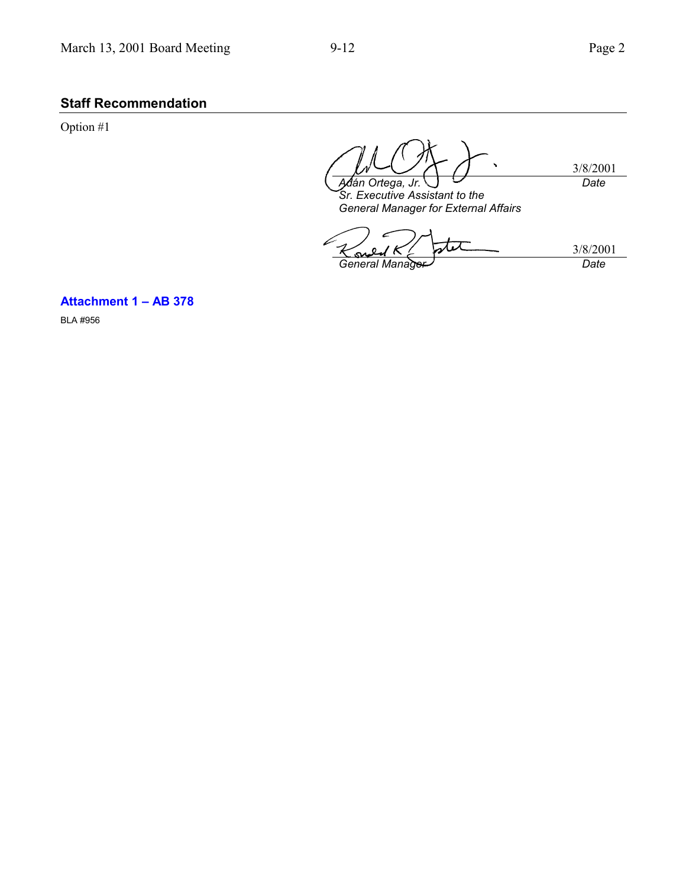## Staff Recommendation

Option #1

| | |
|---|---|
| *Adán Ortega, Jr.*<br>*Sr. Executive Assistant to the General Manager for External Affairs* | 3/8/2001<br>*Date* |
| *General Manager* | 3/8/2001<br>*Date* |

**Attachment 1 – AB 378**

BLA #956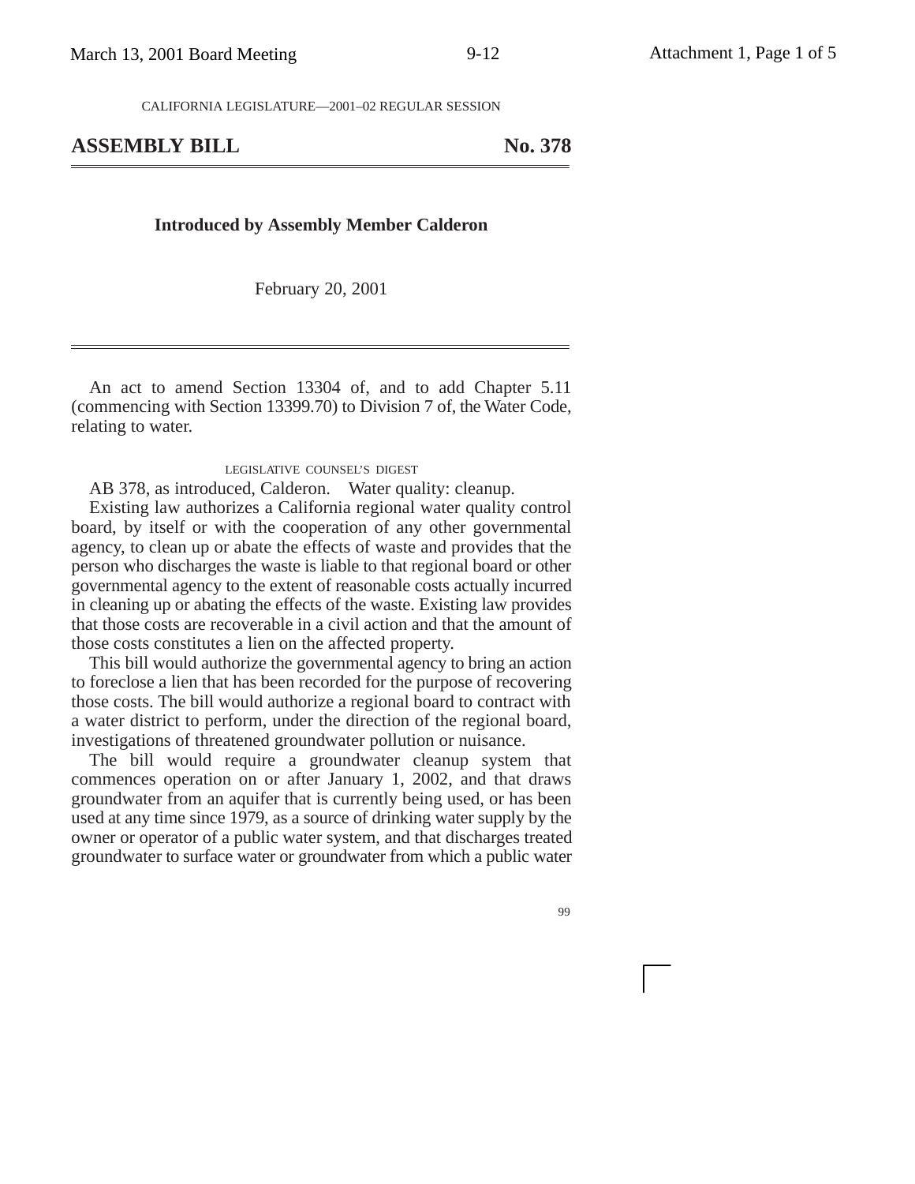CALIFORNIA LEGISLATURE—2001–02 REGULAR SESSION

# ASSEMBLY BILL No. 378

**Introduced by Assembly Member Calderon**

February 20, 2001

An act to amend Section 13304 of, and to add Chapter 5.11 (commencing with Section 13399.70) to Division 7 of, the Water Code, relating to water.

LEGISLATIVE COUNSEL'S DIGEST

AB 378, as introduced, Calderon. Water quality: cleanup.

Existing law authorizes a California regional water quality control board, by itself or with the cooperation of any other governmental agency, to clean up or abate the effects of waste and provides that the person who discharges the waste is liable to that regional board or other governmental agency to the extent of reasonable costs actually incurred in cleaning up or abating the effects of the waste. Existing law provides that those costs are recoverable in a civil action and that the amount of those costs constitutes a lien on the affected property.

This bill would authorize the governmental agency to bring an action to foreclose a lien that has been recorded for the purpose of recovering those costs. The bill would authorize a regional board to contract with a water district to perform, under the direction of the regional board, investigations of threatened groundwater pollution or nuisance.

The bill would require a groundwater cleanup system that commences operation on or after January 1, 2002, and that draws groundwater from an aquifer that is currently being used, or has been used at any time since 1979, as a source of drinking water supply by the owner or operator of a public water system, and that discharges treated groundwater to surface water or groundwater from which a public water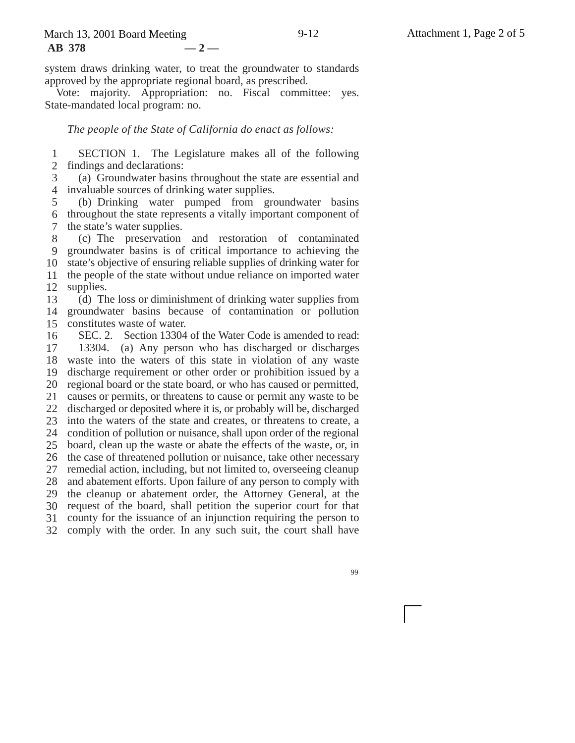system draws drinking water, to treat the groundwater to standards approved by the appropriate regional board, as prescribed.

Vote: majority. Appropriation: no. Fiscal committee: yes. State-mandated local program: no.

*The people of the State of California do enact as follows:*

SECTION 1. The Legislature makes all of the following findings and declarations:

(a) Groundwater basins throughout the state are essential and invaluable sources of drinking water supplies.

(b) Drinking water pumped from groundwater basins throughout the state represents a vitally important component of the state's water supplies.

(c) The preservation and restoration of contaminated groundwater basins is of critical importance to achieving the state's objective of ensuring reliable supplies of drinking water for the people of the state without undue reliance on imported water supplies.

(d) The loss or diminishment of drinking water supplies from groundwater basins because of contamination or pollution constitutes waste of water.

SEC. 2. Section 13304 of the Water Code is amended to read:

13304. (a) Any person who has discharged or discharges waste into the waters of this state in violation of any waste discharge requirement or other order or prohibition issued by a regional board or the state board, or who has caused or permitted, causes or permits, or threatens to cause or permit any waste to be discharged or deposited where it is, or probably will be, discharged into the waters of the state and creates, or threatens to create, a condition of pollution or nuisance, shall upon order of the regional board, clean up the waste or abate the effects of the waste, or, in the case of threatened pollution or nuisance, take other necessary remedial action, including, but not limited to, overseeing cleanup and abatement efforts. Upon failure of any person to comply with the cleanup or abatement order, the Attorney General, at the request of the board, shall petition the superior court for that county for the issuance of an injunction requiring the person to comply with the order. In any such suit, the court shall have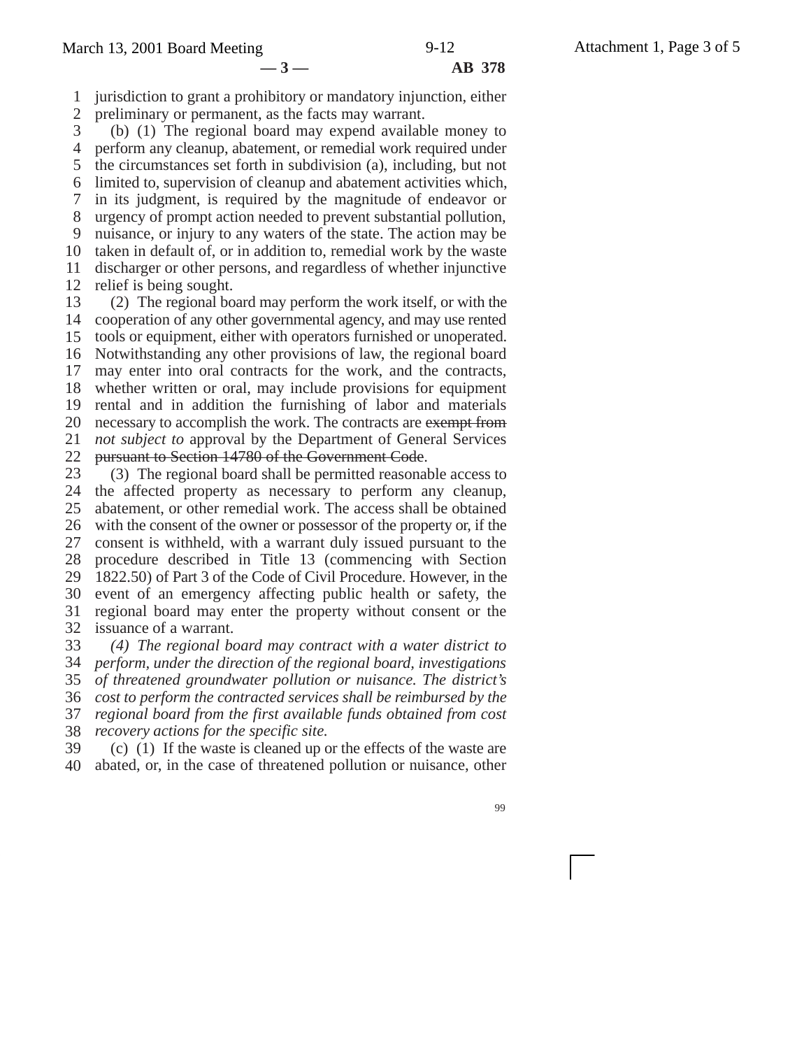jurisdiction to grant a prohibitory or mandatory injunction, either preliminary or permanent, as the facts may warrant.

(b) (1) The regional board may expend available money to perform any cleanup, abatement, or remedial work required under the circumstances set forth in subdivision (a), including, but not limited to, supervision of cleanup and abatement activities which, in its judgment, is required by the magnitude of endeavor or urgency of prompt action needed to prevent substantial pollution, nuisance, or injury to any waters of the state. The action may be taken in default of, or in addition to, remedial work by the waste discharger or other persons, and regardless of whether injunctive relief is being sought.

(2) The regional board may perform the work itself, or with the cooperation of any other governmental agency, and may use rented tools or equipment, either with operators furnished or unoperated. Notwithstanding any other provisions of law, the regional board may enter into oral contracts for the work, and the contracts, whether written or oral, may include provisions for equipment rental and in addition the furnishing of labor and materials necessary to accomplish the work. The contracts are ~~exempt from~~ *not subject to* approval by the Department of General Services ~~pursuant to Section 14780 of the Government Code~~.

(3) The regional board shall be permitted reasonable access to the affected property as necessary to perform any cleanup, abatement, or other remedial work. The access shall be obtained with the consent of the owner or possessor of the property or, if the consent is withheld, with a warrant duly issued pursuant to the procedure described in Title 13 (commencing with Section 1822.50) of Part 3 of the Code of Civil Procedure. However, in the event of an emergency affecting public health or safety, the regional board may enter the property without consent or the issuance of a warrant.

*(4) The regional board may contract with a water district to perform, under the direction of the regional board, investigations of threatened groundwater pollution or nuisance. The district's cost to perform the contracted services shall be reimbursed by the regional board from the first available funds obtained from cost recovery actions for the specific site.*

(c) (1) If the waste is cleaned up or the effects of the waste are abated, or, in the case of threatened pollution or nuisance, other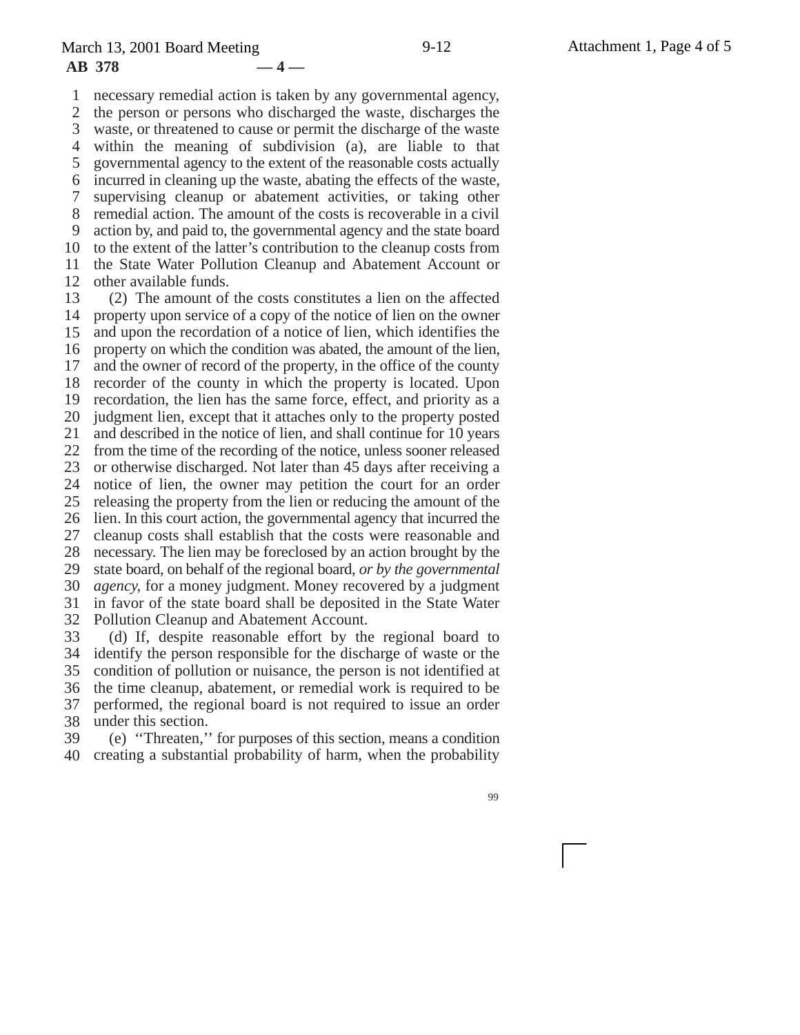necessary remedial action is taken by any governmental agency, the person or persons who discharged the waste, discharges the waste, or threatened to cause or permit the discharge of the waste within the meaning of subdivision (a), are liable to that governmental agency to the extent of the reasonable costs actually incurred in cleaning up the waste, abating the effects of the waste, supervising cleanup or abatement activities, or taking other remedial action. The amount of the costs is recoverable in a civil action by, and paid to, the governmental agency and the state board to the extent of the latter's contribution to the cleanup costs from the State Water Pollution Cleanup and Abatement Account or other available funds.

(2) The amount of the costs constitutes a lien on the affected property upon service of a copy of the notice of lien on the owner and upon the recordation of a notice of lien, which identifies the property on which the condition was abated, the amount of the lien, and the owner of record of the property, in the office of the county recorder of the county in which the property is located. Upon recordation, the lien has the same force, effect, and priority as a judgment lien, except that it attaches only to the property posted and described in the notice of lien, and shall continue for 10 years from the time of the recording of the notice, unless sooner released or otherwise discharged. Not later than 45 days after receiving a notice of lien, the owner may petition the court for an order releasing the property from the lien or reducing the amount of the lien. In this court action, the governmental agency that incurred the cleanup costs shall establish that the costs were reasonable and necessary. The lien may be foreclosed by an action brought by the state board, on behalf of the regional board, *or by the governmental agency,* for a money judgment. Money recovered by a judgment in favor of the state board shall be deposited in the State Water Pollution Cleanup and Abatement Account.

(d) If, despite reasonable effort by the regional board to identify the person responsible for the discharge of waste or the condition of pollution or nuisance, the person is not identified at the time cleanup, abatement, or remedial work is required to be performed, the regional board is not required to issue an order under this section.

(e) ''Threaten,'' for purposes of this section, means a condition creating a substantial probability of harm, when the probability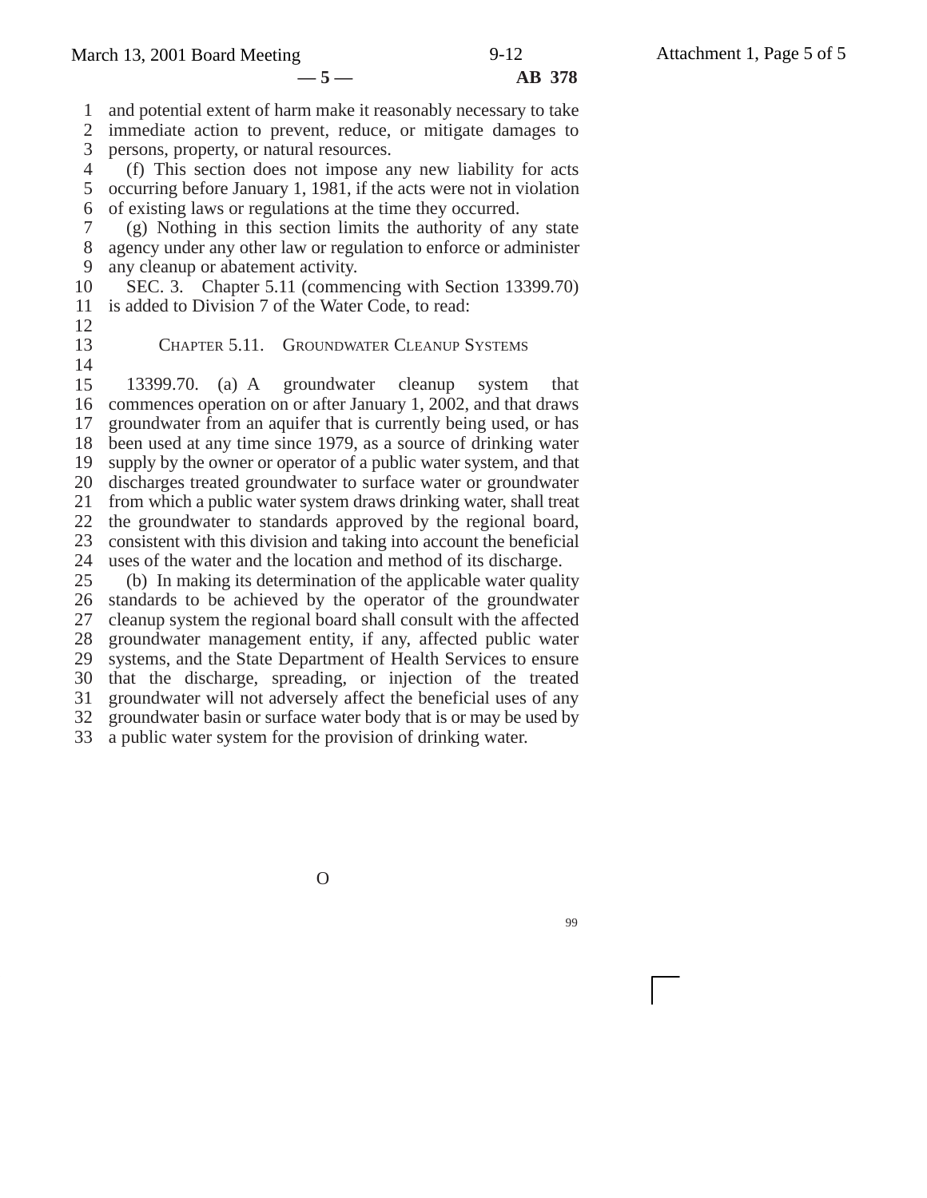and potential extent of harm make it reasonably necessary to take immediate action to prevent, reduce, or mitigate damages to persons, property, or natural resources.

(f) This section does not impose any new liability for acts occurring before January 1, 1981, if the acts were not in violation of existing laws or regulations at the time they occurred.

(g) Nothing in this section limits the authority of any state agency under any other law or regulation to enforce or administer any cleanup or abatement activity.

SEC. 3. Chapter 5.11 (commencing with Section 13399.70) is added to Division 7 of the Water Code, to read:

### Chapter 5.11. Groundwater Cleanup Systems

13399.70. (a) A groundwater cleanup system that commences operation on or after January 1, 2002, and that draws groundwater from an aquifer that is currently being used, or has been used at any time since 1979, as a source of drinking water supply by the owner or operator of a public water system, and that discharges treated groundwater to surface water or groundwater from which a public water system draws drinking water, shall treat the groundwater to standards approved by the regional board, consistent with this division and taking into account the beneficial uses of the water and the location and method of its discharge.

(b) In making its determination of the applicable water quality standards to be achieved by the operator of the groundwater cleanup system the regional board shall consult with the affected groundwater management entity, if any, affected public water systems, and the State Department of Health Services to ensure that the discharge, spreading, or injection of the treated groundwater will not adversely affect the beneficial uses of any groundwater basin or surface water body that is or may be used by a public water system for the provision of drinking water.